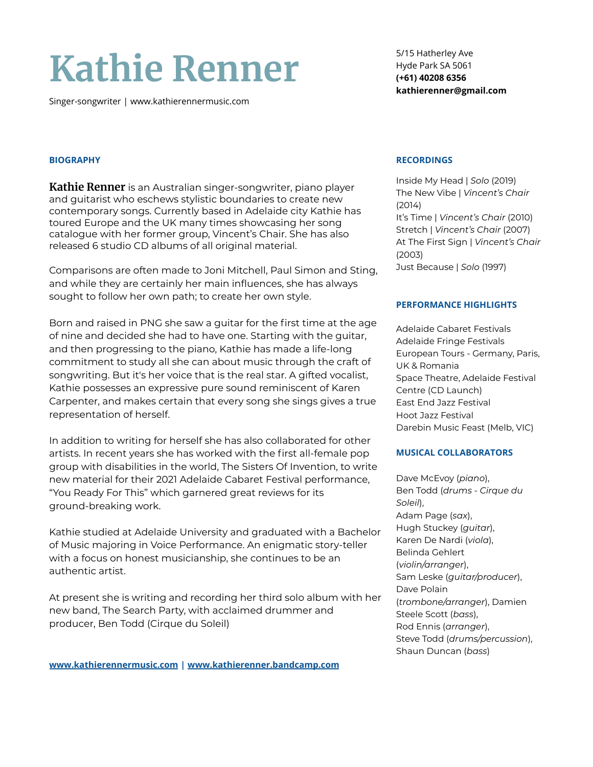# Kathie Renner

Singer-songwriter | www.kathierennermusic.com

5/15 Hatherley Ave
Hyde Park SA 5061
**(+61) 40208 6356**
**kathierenner@gmail.com**

## BIOGRAPHY

**Kathie Renner** is an Australian singer-songwriter, piano player and guitarist who eschews stylistic boundaries to create new contemporary songs. Currently based in Adelaide city Kathie has toured Europe and the UK many times showcasing her song catalogue with her former group, Vincent's Chair. She has also released 6 studio CD albums of all original material.

Comparisons are often made to Joni Mitchell, Paul Simon and Sting, and while they are certainly her main influences, she has always sought to follow her own path; to create her own style.

Born and raised in PNG she saw a guitar for the first time at the age of nine and decided she had to have one. Starting with the guitar, and then progressing to the piano, Kathie has made a life-long commitment to study all she can about music through the craft of songwriting. But it's her voice that is the real star. A gifted vocalist, Kathie possesses an expressive pure sound reminiscent of Karen Carpenter, and makes certain that every song she sings gives a true representation of herself.

In addition to writing for herself she has also collaborated for other artists. In recent years she has worked with the first all-female pop group with disabilities in the world, The Sisters Of Invention, to write new material for their 2021 Adelaide Cabaret Festival performance, "You Ready For This" which garnered great reviews for its ground-breaking work.

Kathie studied at Adelaide University and graduated with a Bachelor of Music majoring in Voice Performance. An enigmatic story-teller with a focus on honest musicianship, she continues to be an authentic artist.

At present she is writing and recording her third solo album with her new band, The Search Party, with acclaimed drummer and producer, Ben Todd (Cirque du Soleil)

**www.kathierennermusic.com | www.kathierenner.bandcamp.com**

## RECORDINGS

Inside My Head | *Solo* (2019)
The New Vibe | *Vincent's Chair* (2014)
It's Time | *Vincent's Chair* (2010)
Stretch | *Vincent's Chair* (2007)
At The First Sign | *Vincent's Chair* (2003)
Just Because | *Solo* (1997)

## PERFORMANCE HIGHLIGHTS

Adelaide Cabaret Festivals
Adelaide Fringe Festivals
European Tours - Germany, Paris, UK & Romania
Space Theatre, Adelaide Festival Centre (CD Launch)
East End Jazz Festival
Hoot Jazz Festival
Darebin Music Feast (Melb, VIC)

## MUSICAL COLLABORATORS

Dave McEvoy (*piano*),
Ben Todd (*drums - Cirque du Soleil*),
Adam Page (*sax*),
Hugh Stuckey (*guitar*),
Karen De Nardi (*viola*),
Belinda Gehlert (*violin/arranger*),
Sam Leske (*guitar/producer*),
Dave Polain (*trombone/arranger*), Damien Steele Scott (*bass*),
Rod Ennis (*arranger*),
Steve Todd (*drums/percussion*),
Shaun Duncan (*bass*)